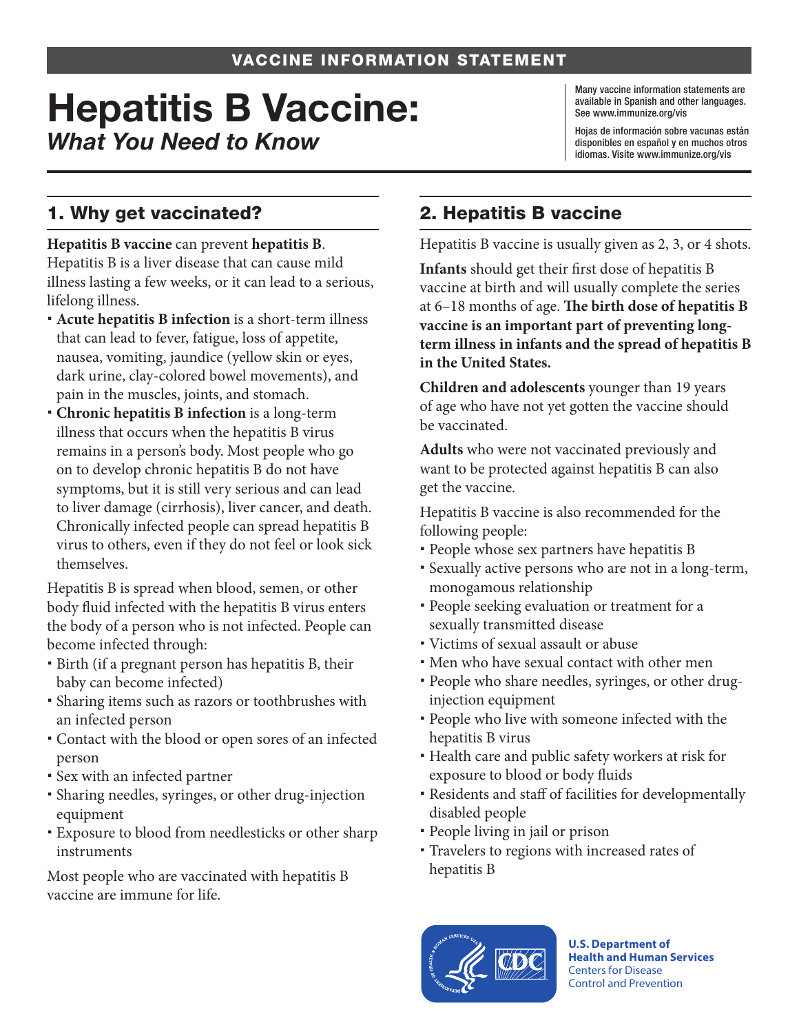VACCINE INFORMATION STATEMENT

# Hepatitis B Vaccine:
*What You Need to Know*

Many vaccine information statements are available in Spanish and other languages. See www.immunize.org/vis

Hojas de información sobre vacunas están disponibles en español y en muchos otros idiomas. Visite www.immunize.org/vis

## 1. Why get vaccinated?

**Hepatitis B vaccine** can prevent **hepatitis B**. Hepatitis B is a liver disease that can cause mild illness lasting a few weeks, or it can lead to a serious, lifelong illness.

- **Acute hepatitis B infection** is a short-term illness that can lead to fever, fatigue, loss of appetite, nausea, vomiting, jaundice (yellow skin or eyes, dark urine, clay-colored bowel movements), and pain in the muscles, joints, and stomach.
- **Chronic hepatitis B infection** is a long-term illness that occurs when the hepatitis B virus remains in a person's body. Most people who go on to develop chronic hepatitis B do not have symptoms, but it is still very serious and can lead to liver damage (cirrhosis), liver cancer, and death. Chronically infected people can spread hepatitis B virus to others, even if they do not feel or look sick themselves.

Hepatitis B is spread when blood, semen, or other body fluid infected with the hepatitis B virus enters the body of a person who is not infected. People can become infected through:

- Birth (if a pregnant person has hepatitis B, their baby can become infected)
- Sharing items such as razors or toothbrushes with an infected person
- Contact with the blood or open sores of an infected person
- Sex with an infected partner
- Sharing needles, syringes, or other drug-injection equipment
- Exposure to blood from needlesticks or other sharp instruments

Most people who are vaccinated with hepatitis B vaccine are immune for life.

## 2. Hepatitis B vaccine

Hepatitis B vaccine is usually given as 2, 3, or 4 shots.

**Infants** should get their first dose of hepatitis B vaccine at birth and will usually complete the series at 6–18 months of age. **The birth dose of hepatitis B vaccine is an important part of preventing long-term illness in infants and the spread of hepatitis B in the United States.**

**Children and adolescents** younger than 19 years of age who have not yet gotten the vaccine should be vaccinated.

**Adults** who were not vaccinated previously and want to be protected against hepatitis B can also get the vaccine.

Hepatitis B vaccine is also recommended for the following people:

- People whose sex partners have hepatitis B
- Sexually active persons who are not in a long-term, monogamous relationship
- People seeking evaluation or treatment for a sexually transmitted disease
- Victims of sexual assault or abuse
- Men who have sexual contact with other men
- People who share needles, syringes, or other drug-injection equipment
- People who live with someone infected with the hepatitis B virus
- Health care and public safety workers at risk for exposure to blood or body fluids
- Residents and staff of facilities for developmentally disabled people
- People living in jail or prison
- Travelers to regions with increased rates of hepatitis B

U.S. Department of Health and Human Services
Centers for Disease Control and Prevention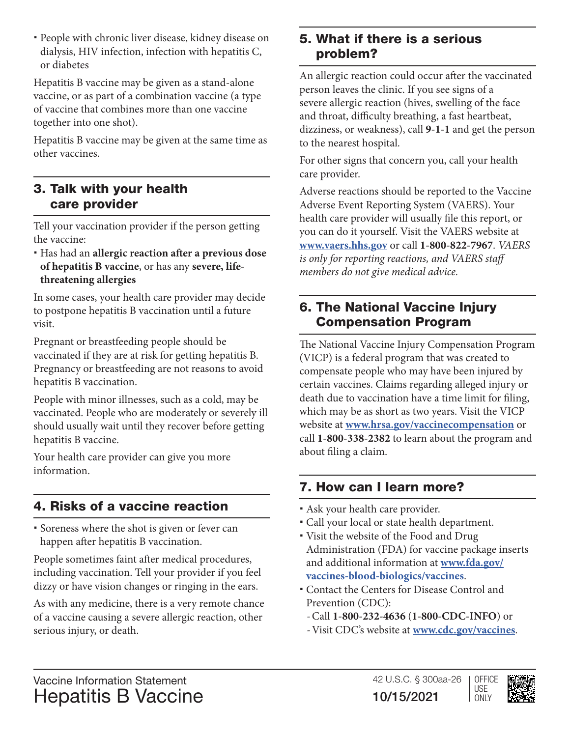- People with chronic liver disease, kidney disease on dialysis, HIV infection, infection with hepatitis C, or diabetes

Hepatitis B vaccine may be given as a stand-alone vaccine, or as part of a combination vaccine (a type of vaccine that combines more than one vaccine together into one shot).

Hepatitis B vaccine may be given at the same time as other vaccines.

## 3. Talk with your health care provider

Tell your vaccination provider if the person getting the vaccine:

- Has had an **allergic reaction after a previous dose of hepatitis B vaccine**, or has any **severe, life-threatening allergies**

In some cases, your health care provider may decide to postpone hepatitis B vaccination until a future visit.

Pregnant or breastfeeding people should be vaccinated if they are at risk for getting hepatitis B. Pregnancy or breastfeeding are not reasons to avoid hepatitis B vaccination.

People with minor illnesses, such as a cold, may be vaccinated. People who are moderately or severely ill should usually wait until they recover before getting hepatitis B vaccine.

Your health care provider can give you more information.

## 4. Risks of a vaccine reaction

- Soreness where the shot is given or fever can happen after hepatitis B vaccination.

People sometimes faint after medical procedures, including vaccination. Tell your provider if you feel dizzy or have vision changes or ringing in the ears.

As with any medicine, there is a very remote chance of a vaccine causing a severe allergic reaction, other serious injury, or death.

## 5. What if there is a serious problem?

An allergic reaction could occur after the vaccinated person leaves the clinic. If you see signs of a severe allergic reaction (hives, swelling of the face and throat, difficulty breathing, a fast heartbeat, dizziness, or weakness), call **9-1-1** and get the person to the nearest hospital.

For other signs that concern you, call your health care provider.

Adverse reactions should be reported to the Vaccine Adverse Event Reporting System (VAERS). Your health care provider will usually file this report, or you can do it yourself. Visit the VAERS website at **www.vaers.hhs.gov** or call **1-800-822-7967**. *VAERS is only for reporting reactions, and VAERS staff members do not give medical advice.*

## 6. The National Vaccine Injury Compensation Program

The National Vaccine Injury Compensation Program (VICP) is a federal program that was created to compensate people who may have been injured by certain vaccines. Claims regarding alleged injury or death due to vaccination have a time limit for filing, which may be as short as two years. Visit the VICP website at **www.hrsa.gov/vaccinecompensation** or call **1-800-338-2382** to learn about the program and about filing a claim.

## 7. How can I learn more?

- Ask your health care provider.
- Call your local or state health department.
- Visit the website of the Food and Drug Administration (FDA) for vaccine package inserts and additional information at **www.fda.gov/vaccines-blood-biologics/vaccines**.
- Contact the Centers for Disease Control and Prevention (CDC):
  - Call **1-800-232-4636** (**1-800-CDC-INFO**) or
  - Visit CDC's website at **www.cdc.gov/vaccines**.

Vaccine Information Statement
Hepatitis B Vaccine

42 U.S.C. § 300aa-26

**10/15/2021**

OFFICE USE ONLY